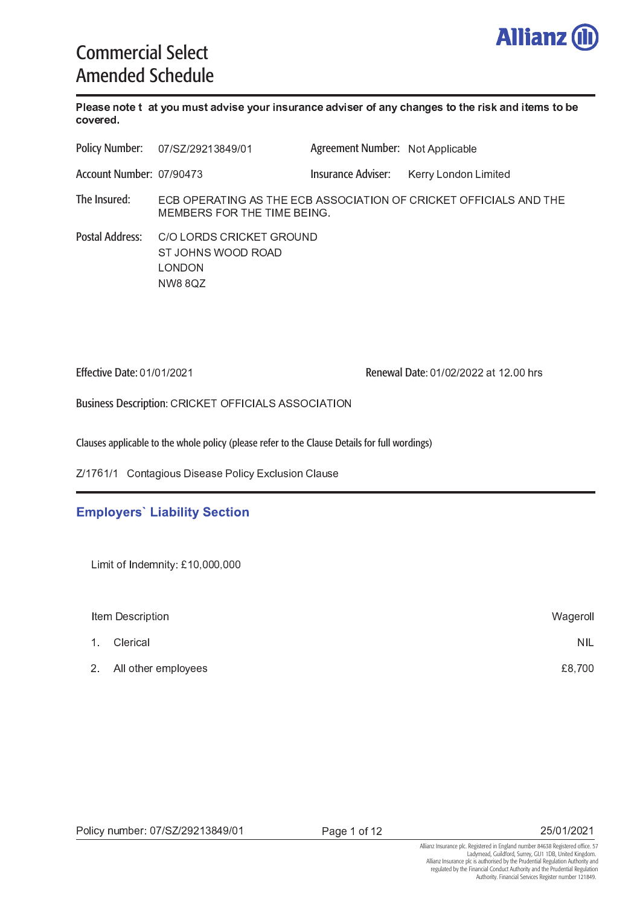# Commercial Select
# Amended Schedule

**Please note t at you must advise your insurance adviser of any changes to the risk and items to be covered.**

| | | | |
|---|---|---|---|
| Policy Number: | 07/SZ/29213849/01 | Agreement Number: | Not Applicable |
| Account Number: | 07/90473 | Insurance Adviser: | Kerry London Limited |

**The Insured:** ECB OPERATING AS THE ECB ASSOCIATION OF CRICKET OFFICIALS AND THE MEMBERS FOR THE TIME BEING.

**Postal Address:**
C/O LORDS CRICKET GROUND
ST JOHNS WOOD ROAD
LONDON
NW8 8QZ

**Effective Date:** 01/01/2021

**Renewal Date:** 01/02/2022 at 12.00 hrs

**Business Description:** CRICKET OFFICIALS ASSOCIATION

Clauses applicable to the whole policy (please refer to the Clause Details for full wordings)

Z/1761/1 Contagious Disease Policy Exclusion Clause

## Employers` Liability Section

Limit of Indemnity: £10,000,000

| Item Description | Wageroll |
|---|---|
| 1. Clerical | NIL |
| 2. All other employees | £8,700 |

Policy number: 07/SZ/29213849/01 25/01/2021

Allianz Insurance plc. Registered in England number 84638 Registered office. 57 Ladymead, Guildford, Surrey, GU1 1DB, United Kingdom. Allianz Insurance plc is authorised by the Prudential Regulation Authority and regulated by the Financial Conduct Authority and the Prudential Regulation Authority. Financial Services Register number 121849.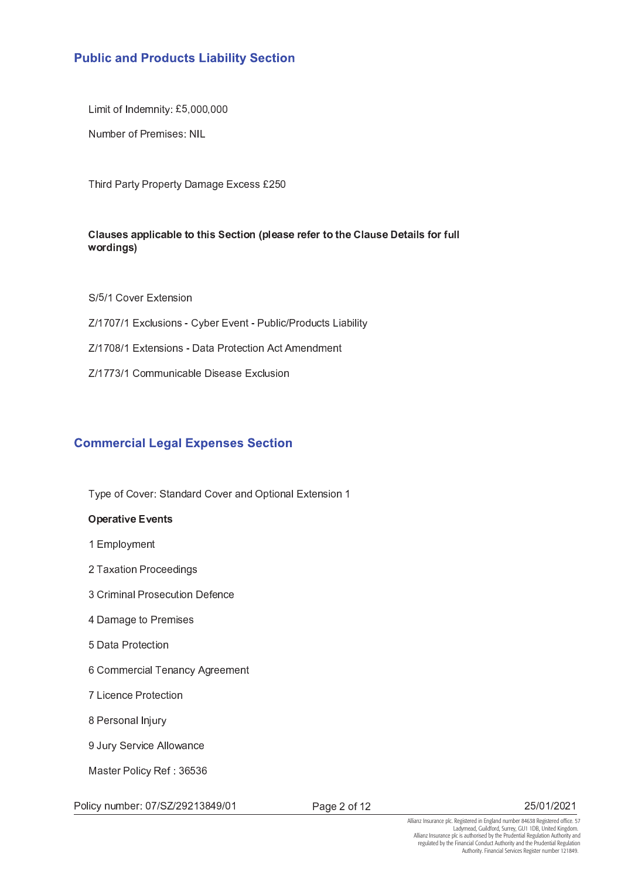## Public and Products Liability Section

Limit of Indemnity: £5,000,000

Number of Premises: NIL

Third Party Property Damage Excess £250

**Clauses applicable to this Section (please refer to the Clause Details for full wordings)**

S/5/1 Cover Extension

Z/1707/1 Exclusions - Cyber Event - Public/Products Liability

Z/1708/1 Extensions - Data Protection Act Amendment

Z/1773/1 Communicable Disease Exclusion

## Commercial Legal Expenses Section

Type of Cover: Standard Cover and Optional Extension 1

**Operative Events**

1 Employment

2 Taxation Proceedings

3 Criminal Prosecution Defence

4 Damage to Premises

5 Data Protection

6 Commercial Tenancy Agreement

7 Licence Protection

8 Personal Injury

9 Jury Service Allowance

Master Policy Ref : 36536

Policy number: 07/SZ/29213849/01 25/01/2021

Allianz Insurance plc. Registered in England number 84638 Registered office. 57 Ladymead, Guildford, Surrey, GU1 1DB, United Kingdom. Allianz Insurance plc is authorised by the Prudential Regulation Authority and regulated by the Financial Conduct Authority and the Prudential Regulation Authority. Financial Services Register number 121849.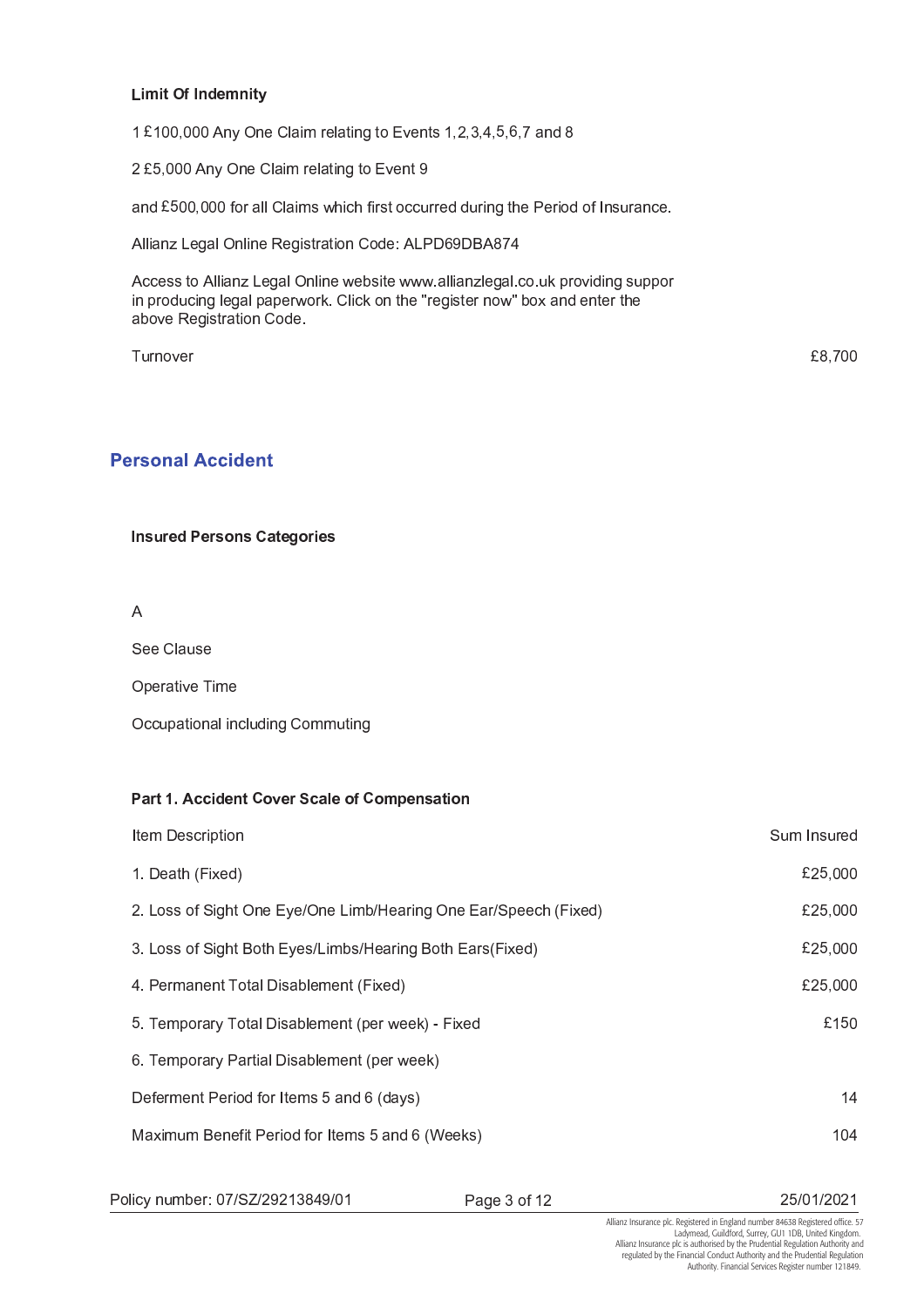**Limit Of Indemnity**

1 £100,000 Any One Claim relating to Events 1,2,3,4,5,6,7 and 8

2 £5,000 Any One Claim relating to Event 9

and £500,000 for all Claims which first occurred during the Period of Insurance.

Allianz Legal Online Registration Code: ALPD69DBA874

Access to Allianz Legal Online website www.allianzlegal.co.uk providing suppor in producing legal paperwork. Click on the "register now" box and enter the above Registration Code.

| Turnover | £8,700 |
|---|---|

## Personal Accident

**Insured Persons Categories**

A

See Clause

Operative Time

Occupational including Commuting

**Part 1. Accident Cover Scale of Compensation**

| Item Description | Sum Insured |
|---|---|
| 1. Death (Fixed) | £25,000 |
| 2. Loss of Sight One Eye/One Limb/Hearing One Ear/Speech (Fixed) | £25,000 |
| 3. Loss of Sight Both Eyes/Limbs/Hearing Both Ears(Fixed) | £25,000 |
| 4. Permanent Total Disablement (Fixed) | £25,000 |
| 5. Temporary Total Disablement (per week) - Fixed | £150 |
| 6. Temporary Partial Disablement (per week) | |
| Deferment Period for Items 5 and 6 (days) | 14 |
| Maximum Benefit Period for Items 5 and 6 (Weeks) | 104 |

Policy number: 07/SZ/29213849/01

25/01/2021

Allianz Insurance plc. Registered in England number 84638 Registered office. 57 Ladymead, Guildford, Surrey, GU1 1DB, United Kingdom. Allianz Insurance plc is authorised by the Prudential Regulation Authority and regulated by the Financial Conduct Authority and the Prudential Regulation Authority. Financial Services Register number 121849.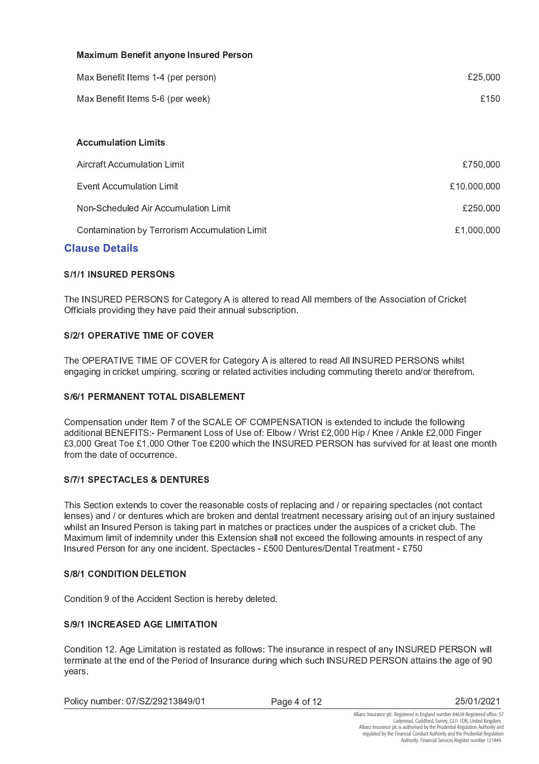**Maximum Benefit anyone Insured Person**

| | |
|---|---|
| Max Benefit Items 1-4 (per person) | £25,000 |
| Max Benefit Items 5-6 (per week) | £150 |

**Accumulation Limits**

| | |
|---|---|
| Aircraft Accumulation Limit | £750,000 |
| Event Accumulation Limit | £10,000,000 |
| Non-Scheduled Air Accumulation Limit | £250,000 |
| Contamination by Terrorism Accumulation Limit | £1,000,000 |

## Clause Details

**S/1/1 INSURED PERSONS**

The INSURED PERSONS for Category A is altered to read All members of the Association of Cricket Officials providing they have paid their annual subscription.

**S/2/1 OPERATIVE TIME OF COVER**

The OPERATIVE TIME OF COVER for Category A is altered to read All INSURED PERSONS whilst engaging in cricket umpiring, scoring or related activities including commuting thereto and/or therefrom.

**S/6/1 PERMANENT TOTAL DISABLEMENT**

Compensation under Item 7 of the SCALE OF COMPENSATION is extended to include the following additional BENEFITS:- Permanent Loss of Use of: Elbow / Wrist £2,000 Hip / Knee / Ankle £2,000 Finger £3,000 Great Toe £1,000 Other Toe £200 which the INSURED PERSON has survived for at least one month from the date of occurrence.

**S/7/1 SPECTACLES & DENTURES**

This Section extends to cover the reasonable costs of replacing and / or repairing spectacles (not contact lenses) and / or dentures which are broken and dental treatment necessary arising out of an injury sustained whilst an Insured Person is taking part in matches or practices under the auspices of a cricket club. The Maximum limit of indemnity under this Extension shall not exceed the following amounts in respect of any Insured Person for any one incident. Spectacles - £500 Dentures/Dental Treatment - £750

**S/8/1 CONDITION DELETION**

Condition 9 of the Accident Section is hereby deleted.

**S/9/1 INCREASED AGE LIMITATION**

Condition 12. Age Limitation is restated as follows: The insurance in respect of any INSURED PERSON will terminate at the end of the Period of Insurance during which such INSURED PERSON attains the age of 90 years.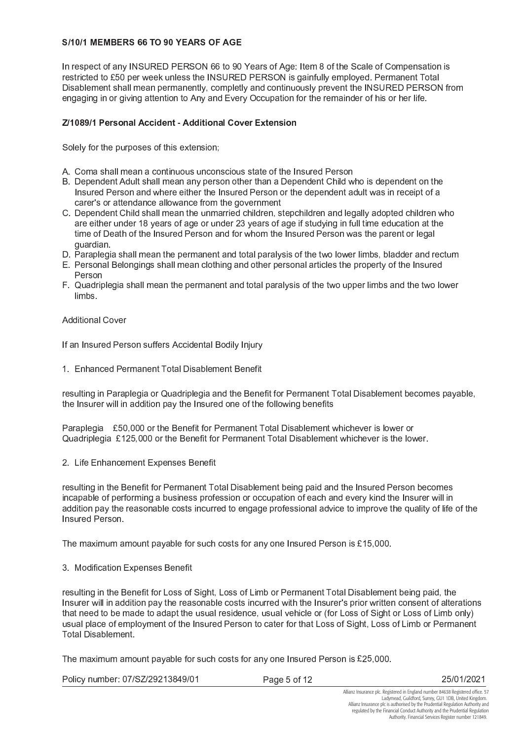### S/10/1 MEMBERS 66 TO 90 YEARS OF AGE

In respect of any INSURED PERSON 66 to 90 Years of Age: Item 8 of the Scale of Compensation is restricted to £50 per week unless the INSURED PERSON is gainfully employed. Permanent Total Disablement shall mean permanently, completly and continuously prevent the INSURED PERSON from engaging in or giving attention to Any and Every Occupation for the remainder of his or her life.

### Z/1089/1 Personal Accident - Additional Cover Extension

Solely for the purposes of this extension;

A. Coma shall mean a continuous unconscious state of the Insured Person
B. Dependent Adult shall mean any person other than a Dependent Child who is dependent on the Insured Person and where either the Insured Person or the dependent adult was in receipt of a carer's or attendance allowance from the government
C. Dependent Child shall mean the unmarried children, stepchildren and legally adopted children who are either under 18 years of age or under 23 years of age if studying in full time education at the time of Death of the Insured Person and for whom the Insured Person was the parent or legal guardian.
D. Paraplegia shall mean the permanent and total paralysis of the two lower limbs, bladder and rectum
E. Personal Belongings shall mean clothing and other personal articles the property of the Insured Person
F. Quadriplegia shall mean the permanent and total paralysis of the two upper limbs and the two lower limbs.

Additional Cover

If an Insured Person suffers Accidental Bodily Injury

1. Enhanced Permanent Total Disablement Benefit

resulting in Paraplegia or Quadriplegia and the Benefit for Permanent Total Disablement becomes payable, the Insurer will in addition pay the Insured one of the following benefits

Paraplegia £50,000 or the Benefit for Permanent Total Disablement whichever is lower or
Quadriplegia £125,000 or the Benefit for Permanent Total Disablement whichever is the lower.

2. Life Enhancement Expenses Benefit

resulting in the Benefit for Permanent Total Disablement being paid and the Insured Person becomes incapable of performing a business profession or occupation of each and every kind the Insurer will in addition pay the reasonable costs incurred to engage professional advice to improve the quality of life of the Insured Person.

The maximum amount payable for such costs for any one Insured Person is £15,000.

3. Modification Expenses Benefit

resulting in the Benefit for Loss of Sight, Loss of Limb or Permanent Total Disablement being paid, the Insurer will in addition pay the reasonable costs incurred with the Insurer's prior written consent of alterations that need to be made to adapt the usual residence, usual vehicle or (for Loss of Sight or Loss of Limb only) usual place of employment of the Insured Person to cater for that Loss of Sight, Loss of Limb or Permanent Total Disablement.

The maximum amount payable for such costs for any one Insured Person is £25,000.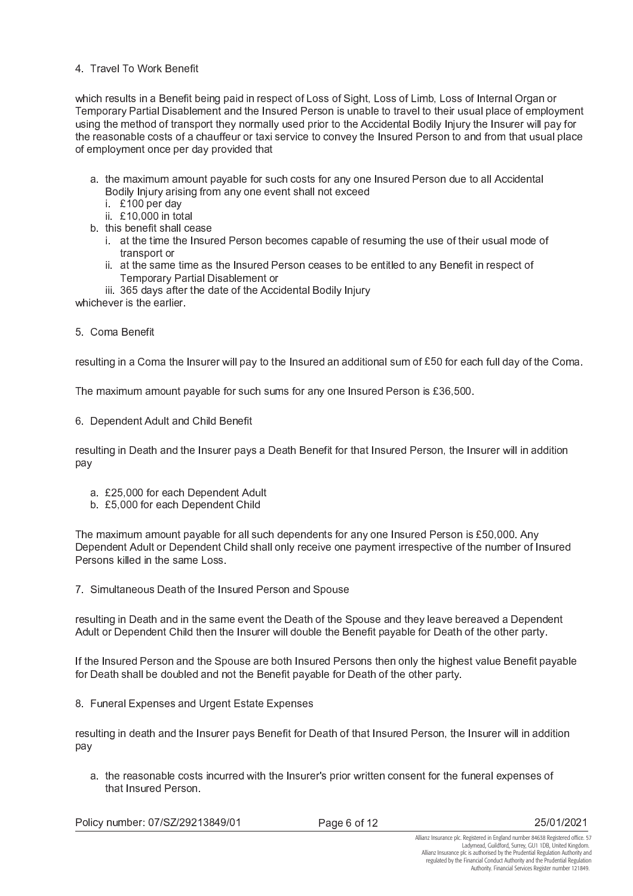4. Travel To Work Benefit

which results in a Benefit being paid in respect of Loss of Sight, Loss of Limb, Loss of Internal Organ or Temporary Partial Disablement and the Insured Person is unable to travel to their usual place of employment using the method of transport they normally used prior to the Accidental Bodily Injury the Insurer will pay for the reasonable costs of a chauffeur or taxi service to convey the Insured Person to and from that usual place of employment once per day provided that

a. the maximum amount payable for such costs for any one Insured Person due to all Accidental Bodily Injury arising from any one event shall not exceed
    i. £100 per day
    ii. £10,000 in total
b. this benefit shall cease
    i. at the time the Insured Person becomes capable of resuming the use of their usual mode of transport or
    ii. at the same time as the Insured Person ceases to be entitled to any Benefit in respect of Temporary Partial Disablement or
    iii. 365 days after the date of the Accidental Bodily Injury

whichever is the earlier.

5. Coma Benefit

resulting in a Coma the Insurer will pay to the Insured an additional sum of £50 for each full day of the Coma.

The maximum amount payable for such sums for any one Insured Person is £36,500.

6. Dependent Adult and Child Benefit

resulting in Death and the Insurer pays a Death Benefit for that Insured Person, the Insurer will in addition pay

a. £25,000 for each Dependent Adult
b. £5,000 for each Dependent Child

The maximum amount payable for all such dependents for any one Insured Person is £50,000. Any Dependent Adult or Dependent Child shall only receive one payment irrespective of the number of Insured Persons killed in the same Loss.

7. Simultaneous Death of the Insured Person and Spouse

resulting in Death and in the same event the Death of the Spouse and they leave bereaved a Dependent Adult or Dependent Child then the Insurer will double the Benefit payable for Death of the other party.

If the Insured Person and the Spouse are both Insured Persons then only the highest value Benefit payable for Death shall be doubled and not the Benefit payable for Death of the other party.

8. Funeral Expenses and Urgent Estate Expenses

resulting in death and the Insurer pays Benefit for Death of that Insured Person, the Insurer will in addition pay

a. the reasonable costs incurred with the Insurer's prior written consent for the funeral expenses of that Insured Person.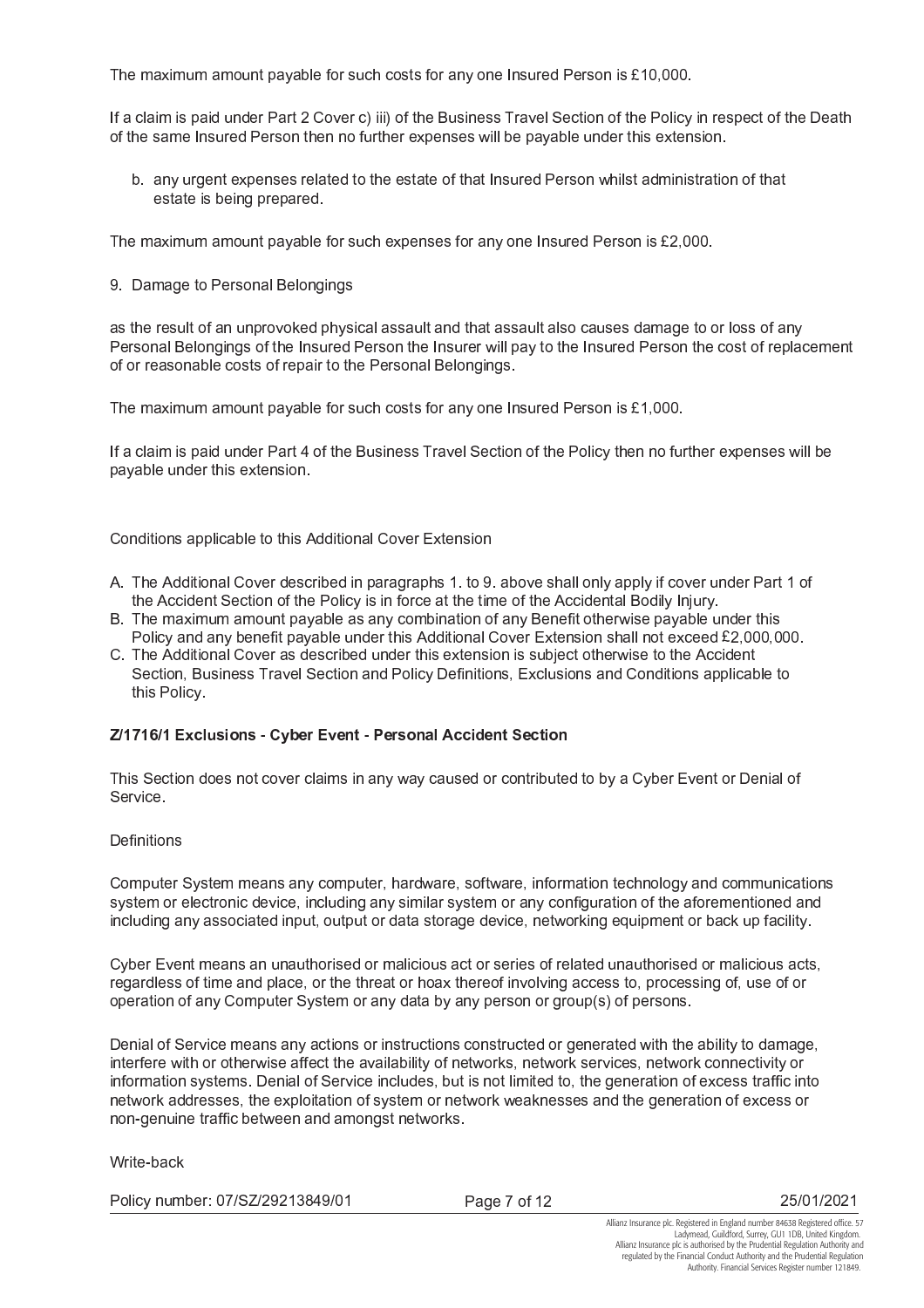The maximum amount payable for such costs for any one Insured Person is £10,000.

If a claim is paid under Part 2 Cover c) iii) of the Business Travel Section of the Policy in respect of the Death of the same Insured Person then no further expenses will be payable under this extension.

b. any urgent expenses related to the estate of that Insured Person whilst administration of that estate is being prepared.

The maximum amount payable for such expenses for any one Insured Person is £2,000.

9. Damage to Personal Belongings

as the result of an unprovoked physical assault and that assault also causes damage to or loss of any Personal Belongings of the Insured Person the Insurer will pay to the Insured Person the cost of replacement of or reasonable costs of repair to the Personal Belongings.

The maximum amount payable for such costs for any one Insured Person is £1,000.

If a claim is paid under Part 4 of the Business Travel Section of the Policy then no further expenses will be payable under this extension.

Conditions applicable to this Additional Cover Extension

A. The Additional Cover described in paragraphs 1. to 9. above shall only apply if cover under Part 1 of the Accident Section of the Policy is in force at the time of the Accidental Bodily Injury.
B. The maximum amount payable as any combination of any Benefit otherwise payable under this Policy and any benefit payable under this Additional Cover Extension shall not exceed £2,000,000.
C. The Additional Cover as described under this extension is subject otherwise to the Accident Section, Business Travel Section and Policy Definitions, Exclusions and Conditions applicable to this Policy.

**Z/1716/1 Exclusions - Cyber Event - Personal Accident Section**

This Section does not cover claims in any way caused or contributed to by a Cyber Event or Denial of Service.

Definitions

Computer System means any computer, hardware, software, information technology and communications system or electronic device, including any similar system or any configuration of the aforementioned and including any associated input, output or data storage device, networking equipment or back up facility.

Cyber Event means an unauthorised or malicious act or series of related unauthorised or malicious acts, regardless of time and place, or the threat or hoax thereof involving access to, processing of, use of or operation of any Computer System or any data by any person or group(s) of persons.

Denial of Service means any actions or instructions constructed or generated with the ability to damage, interfere with or otherwise affect the availability of networks, network services, network connectivity or information systems. Denial of Service includes, but is not limited to, the generation of excess traffic into network addresses, the exploitation of system or network weaknesses and the generation of excess or non-genuine traffic between and amongst networks.

Write-back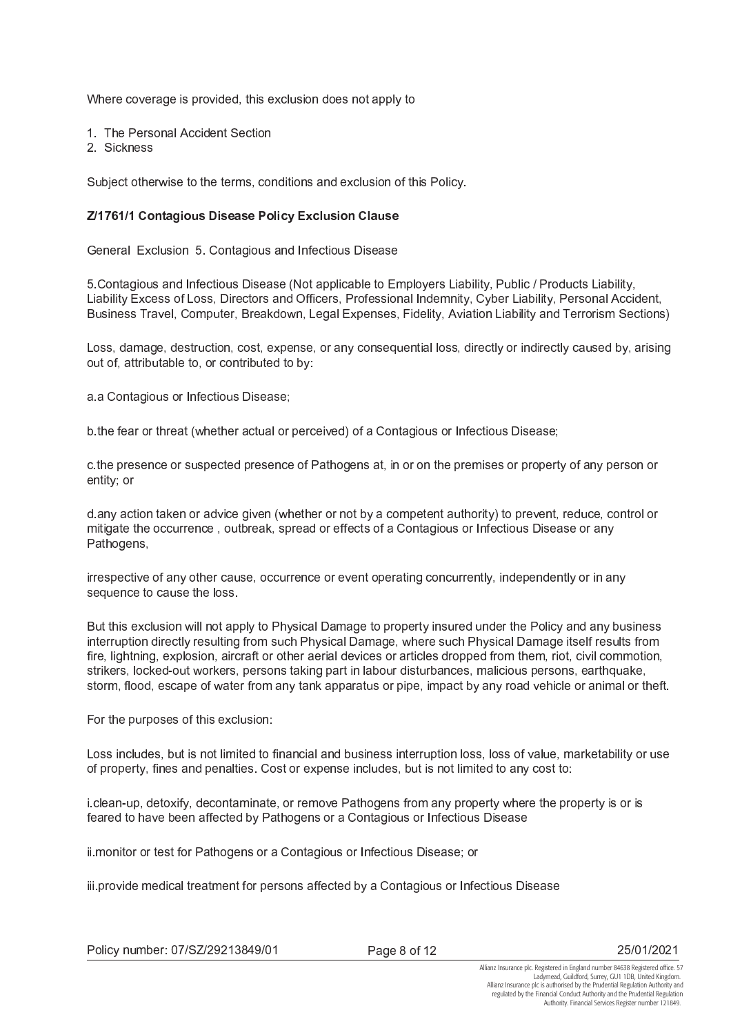Where coverage is provided, this exclusion does not apply to

1. The Personal Accident Section
2. Sickness

Subject otherwise to the terms, conditions and exclusion of this Policy.

**Z/1761/1 Contagious Disease Policy Exclusion Clause**

General Exclusion 5. Contagious and Infectious Disease

5.Contagious and Infectious Disease (Not applicable to Employers Liability, Public / Products Liability, Liability Excess of Loss, Directors and Officers, Professional Indemnity, Cyber Liability, Personal Accident, Business Travel, Computer, Breakdown, Legal Expenses, Fidelity, Aviation Liability and Terrorism Sections)

Loss, damage, destruction, cost, expense, or any consequential loss, directly or indirectly caused by, arising out of, attributable to, or contributed to by:

a.a Contagious or Infectious Disease;

b.the fear or threat (whether actual or perceived) of a Contagious or Infectious Disease;

c.the presence or suspected presence of Pathogens at, in or on the premises or property of any person or entity; or

d.any action taken or advice given (whether or not by a competent authority) to prevent, reduce, control or mitigate the occurrence , outbreak, spread or effects of a Contagious or Infectious Disease or any Pathogens,

irrespective of any other cause, occurrence or event operating concurrently, independently or in any sequence to cause the loss.

But this exclusion will not apply to Physical Damage to property insured under the Policy and any business interruption directly resulting from such Physical Damage, where such Physical Damage itself results from fire, lightning, explosion, aircraft or other aerial devices or articles dropped from them, riot, civil commotion, strikers, locked-out workers, persons taking part in labour disturbances, malicious persons, earthquake, storm, flood, escape of water from any tank apparatus or pipe, impact by any road vehicle or animal or theft.

For the purposes of this exclusion:

Loss includes, but is not limited to financial and business interruption loss, loss of value, marketability or use of property, fines and penalties. Cost or expense includes, but is not limited to any cost to:

i.clean-up, detoxify, decontaminate, or remove Pathogens from any property where the property is or is feared to have been affected by Pathogens or a Contagious or Infectious Disease

ii.monitor or test for Pathogens or a Contagious or Infectious Disease; or

iii.provide medical treatment for persons affected by a Contagious or Infectious Disease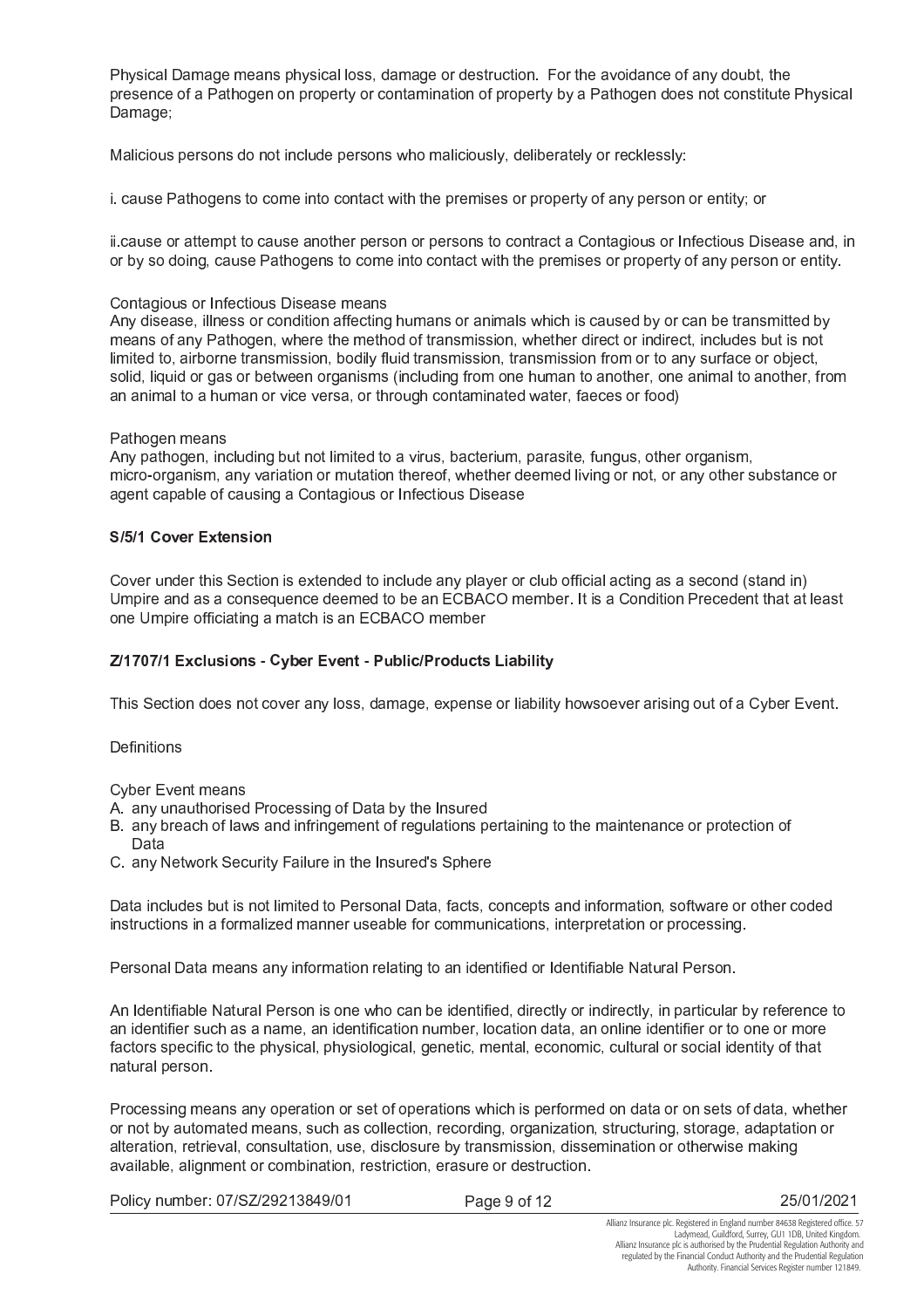Physical Damage means physical loss, damage or destruction. For the avoidance of any doubt, the presence of a Pathogen on property or contamination of property by a Pathogen does not constitute Physical Damage;

Malicious persons do not include persons who maliciously, deliberately or recklessly:

i. cause Pathogens to come into contact with the premises or property of any person or entity; or

ii.cause or attempt to cause another person or persons to contract a Contagious or Infectious Disease and, in or by so doing, cause Pathogens to come into contact with the premises or property of any person or entity.

Contagious or Infectious Disease means
Any disease, illness or condition affecting humans or animals which is caused by or can be transmitted by means of any Pathogen, where the method of transmission, whether direct or indirect, includes but is not limited to, airborne transmission, bodily fluid transmission, transmission from or to any surface or object, solid, liquid or gas or between organisms (including from one human to another, one animal to another, from an animal to a human or vice versa, or through contaminated water, faeces or food)

Pathogen means
Any pathogen, including but not limited to a virus, bacterium, parasite, fungus, other organism, micro-organism, any variation or mutation thereof, whether deemed living or not, or any other substance or agent capable of causing a Contagious or Infectious Disease

**S/5/1 Cover Extension**

Cover under this Section is extended to include any player or club official acting as a second (stand in) Umpire and as a consequence deemed to be an ECBACO member. It is a Condition Precedent that at least one Umpire officiating a match is an ECBACO member

**Z/1707/1 Exclusions - Cyber Event - Public/Products Liability**

This Section does not cover any loss, damage, expense or liability howsoever arising out of a Cyber Event.

Definitions

Cyber Event means
A. any unauthorised Processing of Data by the Insured
B. any breach of laws and infringement of regulations pertaining to the maintenance or protection of Data
C. any Network Security Failure in the Insured's Sphere

Data includes but is not limited to Personal Data, facts, concepts and information, software or other coded instructions in a formalized manner useable for communications, interpretation or processing.

Personal Data means any information relating to an identified or Identifiable Natural Person.

An Identifiable Natural Person is one who can be identified, directly or indirectly, in particular by reference to an identifier such as a name, an identification number, location data, an online identifier or to one or more factors specific to the physical, physiological, genetic, mental, economic, cultural or social identity of that natural person.

Processing means any operation or set of operations which is performed on data or on sets of data, whether or not by automated means, such as collection, recording, organization, structuring, storage, adaptation or alteration, retrieval, consultation, use, disclosure by transmission, dissemination or otherwise making available, alignment or combination, restriction, erasure or destruction.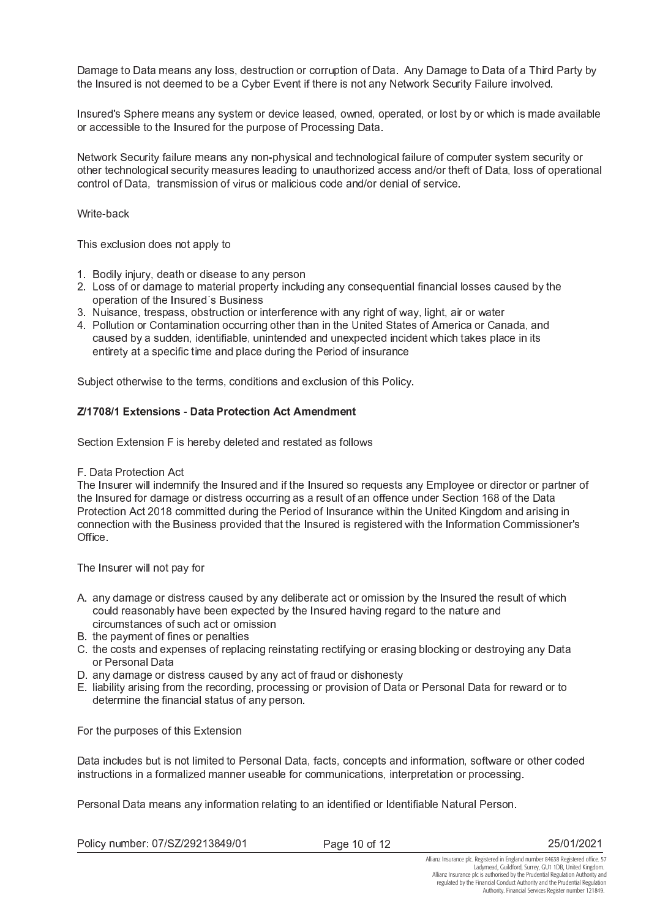Damage to Data means any loss, destruction or corruption of Data. Any Damage to Data of a Third Party by the Insured is not deemed to be a Cyber Event if there is not any Network Security Failure involved.

Insured's Sphere means any system or device leased, owned, operated, or lost by or which is made available or accessible to the Insured for the purpose of Processing Data.

Network Security failure means any non-physical and technological failure of computer system security or other technological security measures leading to unauthorized access and/or theft of Data, loss of operational control of Data, transmission of virus or malicious code and/or denial of service.

Write-back

This exclusion does not apply to

1. Bodily injury, death or disease to any person
2. Loss of or damage to material property including any consequential financial losses caused by the operation of the Insured´s Business
3. Nuisance, trespass, obstruction or interference with any right of way, light, air or water
4. Pollution or Contamination occurring other than in the United States of America or Canada, and caused by a sudden, identifiable, unintended and unexpected incident which takes place in its entirety at a specific time and place during the Period of insurance

Subject otherwise to the terms, conditions and exclusion of this Policy.

**Z/1708/1 Extensions - Data Protection Act Amendment**

Section Extension F is hereby deleted and restated as follows

F. Data Protection Act
The Insurer will indemnify the Insured and if the Insured so requests any Employee or director or partner of the Insured for damage or distress occurring as a result of an offence under Section 168 of the Data Protection Act 2018 committed during the Period of Insurance within the United Kingdom and arising in connection with the Business provided that the Insured is registered with the Information Commissioner's Office.

The Insurer will not pay for

A. any damage or distress caused by any deliberate act or omission by the Insured the result of which could reasonably have been expected by the Insured having regard to the nature and circumstances of such act or omission
B. the payment of fines or penalties
C. the costs and expenses of replacing reinstating rectifying or erasing blocking or destroying any Data or Personal Data
D. any damage or distress caused by any act of fraud or dishonesty
E. liability arising from the recording, processing or provision of Data or Personal Data for reward or to determine the financial status of any person.

For the purposes of this Extension

Data includes but is not limited to Personal Data, facts, concepts and information, software or other coded instructions in a formalized manner useable for communications, interpretation or processing.

Personal Data means any information relating to an identified or Identifiable Natural Person.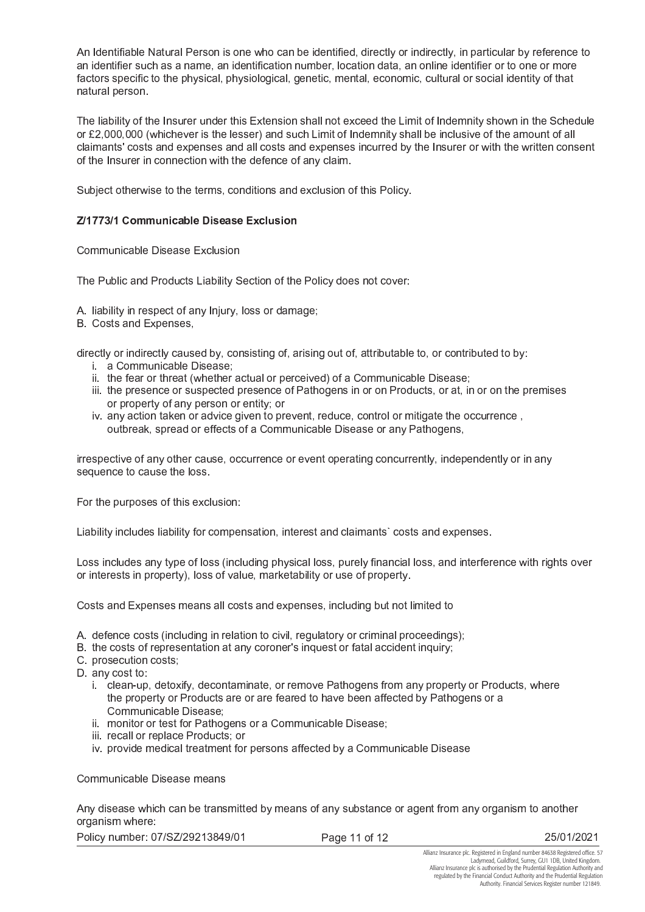An Identifiable Natural Person is one who can be identified, directly or indirectly, in particular by reference to an identifier such as a name, an identification number, location data, an online identifier or to one or more factors specific to the physical, physiological, genetic, mental, economic, cultural or social identity of that natural person.

The liability of the Insurer under this Extension shall not exceed the Limit of Indemnity shown in the Schedule or £2,000,000 (whichever is the lesser) and such Limit of Indemnity shall be inclusive of the amount of all claimants' costs and expenses and all costs and expenses incurred by the Insurer or with the written consent of the Insurer in connection with the defence of any claim.

Subject otherwise to the terms, conditions and exclusion of this Policy.

**Z/1773/1 Communicable Disease Exclusion**

Communicable Disease Exclusion

The Public and Products Liability Section of the Policy does not cover:

A. liability in respect of any Injury, loss or damage;
B. Costs and Expenses,

directly or indirectly caused by, consisting of, arising out of, attributable to, or contributed to by:

i. a Communicable Disease;
ii. the fear or threat (whether actual or perceived) of a Communicable Disease;
iii. the presence or suspected presence of Pathogens in or on Products, or at, in or on the premises or property of any person or entity; or
iv. any action taken or advice given to prevent, reduce, control or mitigate the occurrence , outbreak, spread or effects of a Communicable Disease or any Pathogens,

irrespective of any other cause, occurrence or event operating concurrently, independently or in any sequence to cause the loss.

For the purposes of this exclusion:

Liability includes liability for compensation, interest and claimants` costs and expenses.

Loss includes any type of loss (including physical loss, purely financial loss, and interference with rights over or interests in property), loss of value, marketability or use of property.

Costs and Expenses means all costs and expenses, including but not limited to

A. defence costs (including in relation to civil, regulatory or criminal proceedings);
B. the costs of representation at any coroner's inquest or fatal accident inquiry;
C. prosecution costs;
D. any cost to:
   i. clean-up, detoxify, decontaminate, or remove Pathogens from any property or Products, where the property or Products are or are feared to have been affected by Pathogens or a Communicable Disease;
   ii. monitor or test for Pathogens or a Communicable Disease;
   iii. recall or replace Products; or
   iv. provide medical treatment for persons affected by a Communicable Disease

Communicable Disease means

Any disease which can be transmitted by means of any substance or agent from any organism to another organism where: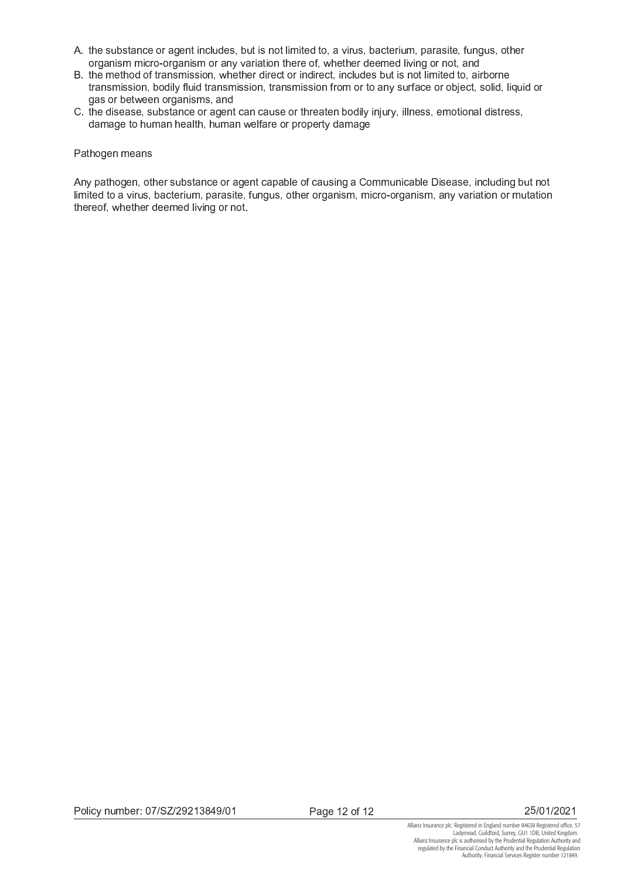A. the substance or agent includes, but is not limited to, a virus, bacterium, parasite, fungus, other organism micro-organism or any variation there of, whether deemed living or not, and
B. the method of transmission, whether direct or indirect, includes but is not limited to, airborne transmission, bodily fluid transmission, transmission from or to any surface or object, solid, liquid or gas or between organisms, and
C. the disease, substance or agent can cause or threaten bodily injury, illness, emotional distress, damage to human health, human welfare or property damage

Pathogen means

Any pathogen, other substance or agent capable of causing a Communicable Disease, including but not limited to a virus, bacterium, parasite, fungus, other organism, micro-organism, any variation or mutation thereof, whether deemed living or not.